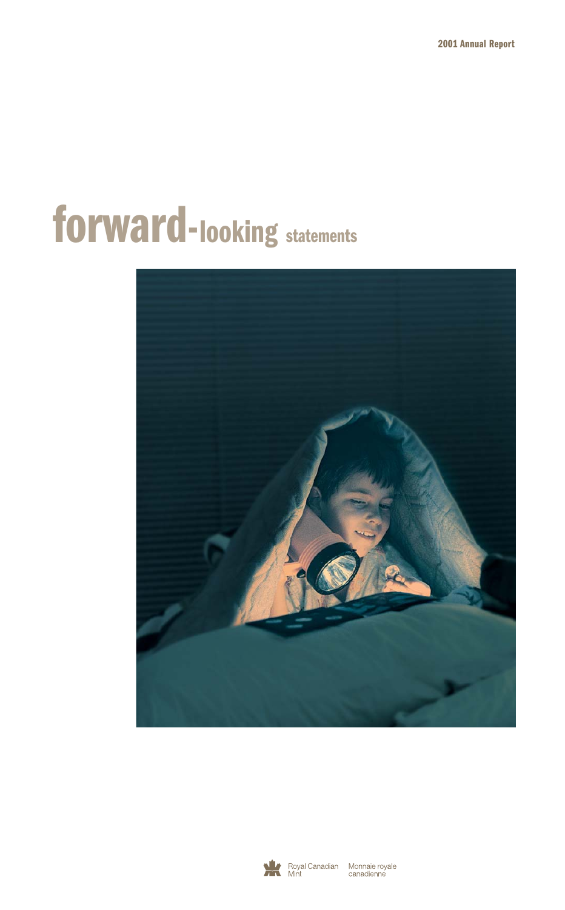2001 Annual Report

# forward-looking statements

Royal Canadian Mint    Monnaie royale canadienne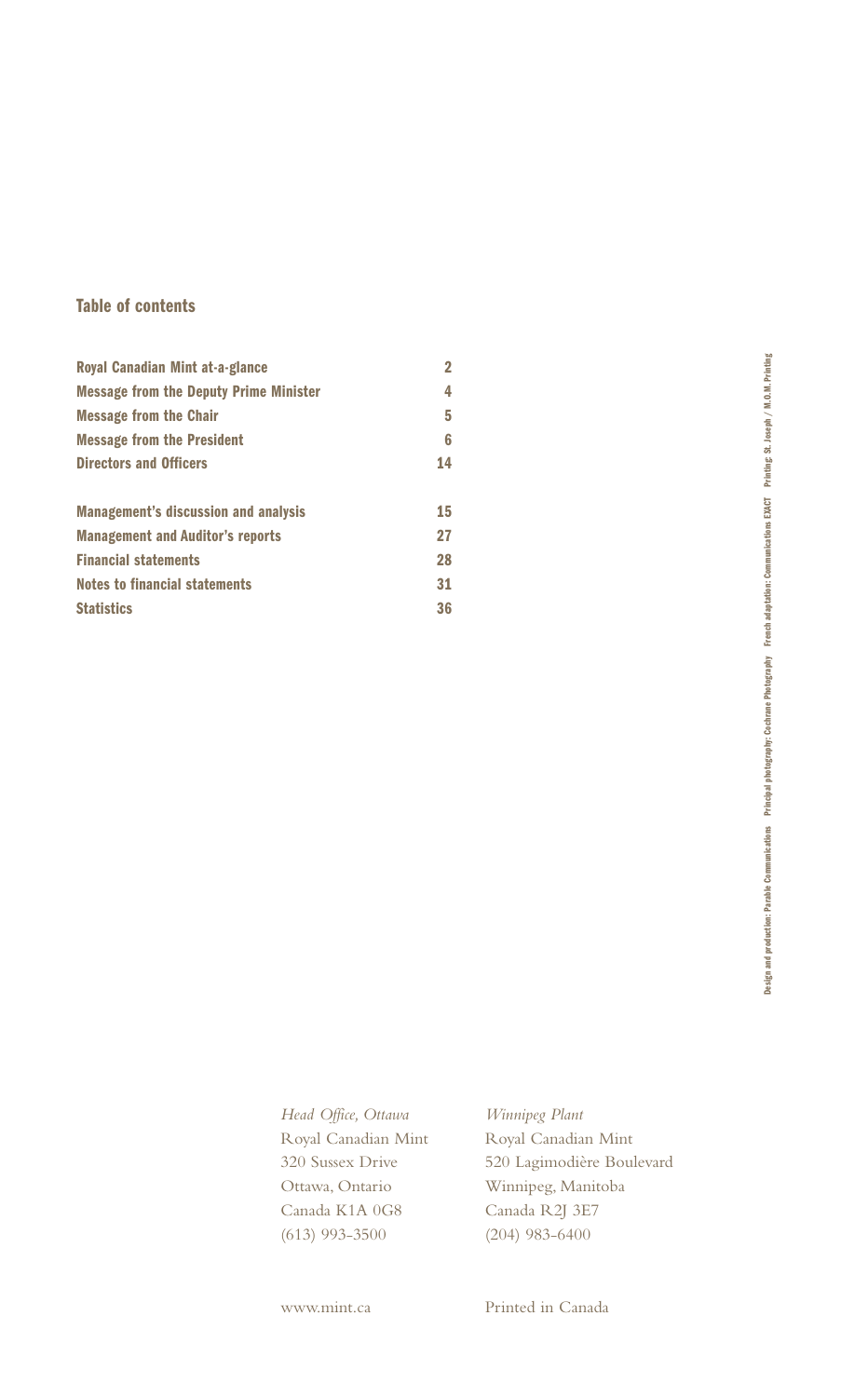## Table of contents

| | |
|---|---|
| **Royal Canadian Mint at-a-glance** | **2** |
| **Message from the Deputy Prime Minister** | **4** |
| **Message from the Chair** | **5** |
| **Message from the President** | **6** |
| **Directors and Officers** | **14** |
| **Management's discussion and analysis** | **15** |
| **Management and Auditor's reports** | **27** |
| **Financial statements** | **28** |
| **Notes to financial statements** | **31** |
| **Statistics** | **36** |

Design and production: Parable Communications   Principal photography: Cochrane Photography   French adaptation: Communications EXACT   Printing: St. Joseph / M.O.M. Printing

*Head Office, Ottawa*
Royal Canadian Mint
320 Sussex Drive
Ottawa, Ontario
Canada K1A 0G8
(613) 993-3500

*Winnipeg Plant*
Royal Canadian Mint
520 Lagimodière Boulevard
Winnipeg, Manitoba
Canada R2J 3E7
(204) 983-6400

www.mint.ca

Printed in Canada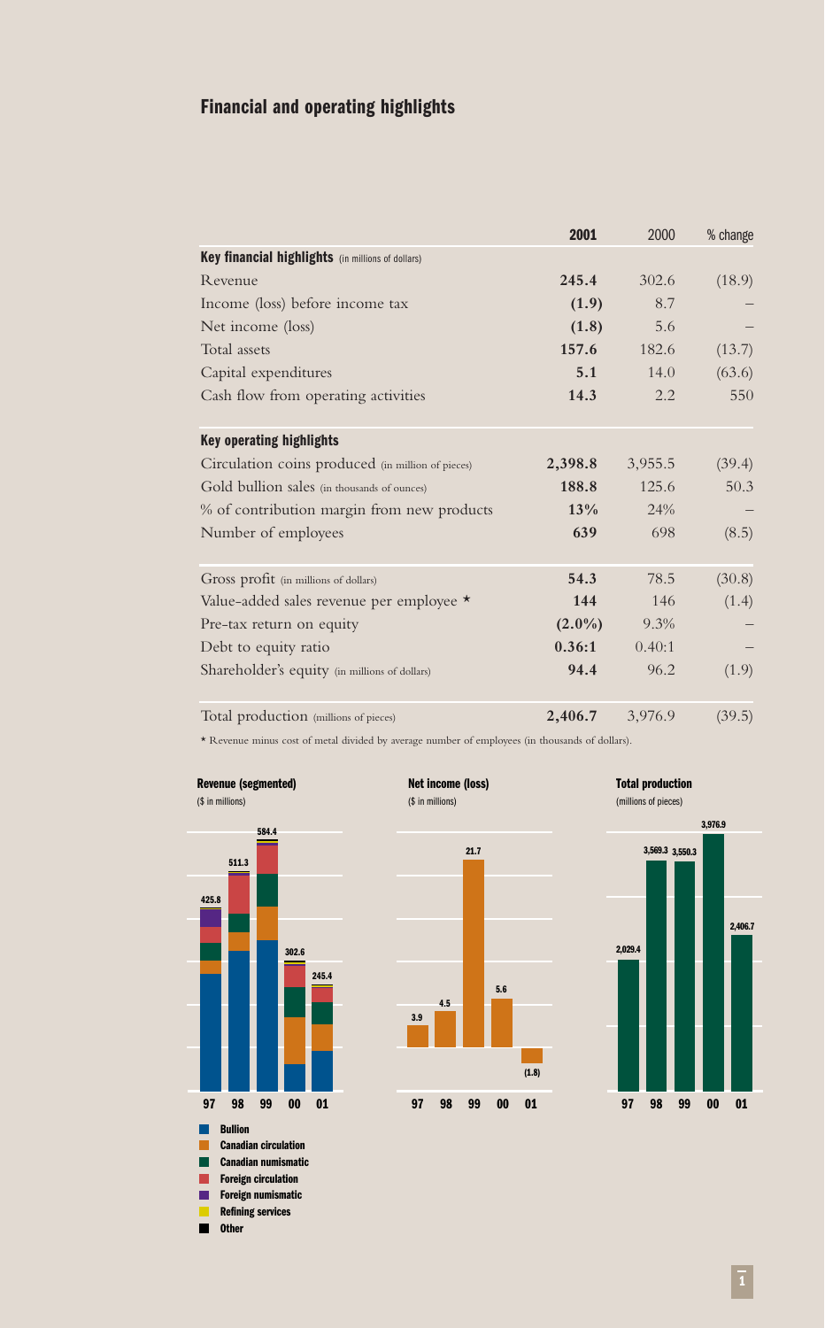## Financial and operating highlights

| | 2001 | 2000 | % change |
|---|---|---|---|
| **Key financial highlights** (in millions of dollars) | | | |
| Revenue | **245.4** | 302.6 | (18.9) |
| Income (loss) before income tax | **(1.9)** | 8.7 | – |
| Net income (loss) | **(1.8)** | 5.6 | – |
| Total assets | **157.6** | 182.6 | (13.7) |
| Capital expenditures | **5.1** | 14.0 | (63.6) |
| Cash flow from operating activities | **14.3** | 2.2 | 550 |
| **Key operating highlights** | | | |
| Circulation coins produced (in million of pieces) | **2,398.8** | 3,955.5 | (39.4) |
| Gold bullion sales (in thousands of ounces) | **188.8** | 125.6 | 50.3 |
| % of contribution margin from new products | **13%** | 24% | – |
| Number of employees | **639** | 698 | (8.5) |
| Gross profit (in millions of dollars) | **54.3** | 78.5 | (30.8) |
| Value-added sales revenue per employee * | **144** | 146 | (1.4) |
| Pre-tax return on equity | **(2.0%)** | 9.3% | – |
| Debt to equity ratio | **0.36:1** | 0.40:1 | – |
| Shareholder's equity (in millions of dollars) | **94.4** | 96.2 | (1.9) |
| Total production (millions of pieces) | **2,406.7** | 3,976.9 | (39.5) |

* Revenue minus cost of metal divided by average number of employees (in thousands of dollars).

**Revenue (segmented)**
($ in millions)

| 97 | 98 | 99 | 00 | 01 |
|---|---|---|---|---|
| 425.8 | 511.3 | 584.4 | 302.6 | 245.4 |

Bullion; Canadian circulation; Canadian numismatic; Foreign circulation; Foreign numismatic; Refining services; Other

**Net income (loss)**
($ in millions)

| 97 | 98 | 99 | 00 | 01 |
|---|---|---|---|---|
| 3.9 | 4.5 | 21.7 | 5.6 | (1.8) |

**Total production**
(millions of pieces)

| 97 | 98 | 99 | 00 | 01 |
|---|---|---|---|---|
| 2,029.4 | 3,569.3 | 3,550.3 | 3,976.9 | 2,406.7 |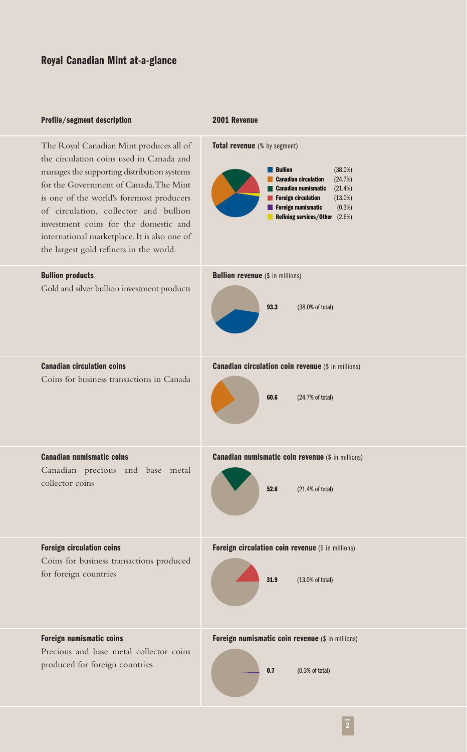## Royal Canadian Mint at-a-glance

| Profile/segment description | 2001 Revenue |
|---|---|
| The Royal Canadian Mint produces all of the circulation coins used in Canada and manages the supporting distribution systems for the Government of Canada. The Mint is one of the world's foremost producers of circulation, collector and bullion investment coins for the domestic and international marketplace. It is also one of the largest gold refiners in the world. | **Total revenue** (% by segment)<br>Bullion (38.0%)<br>Canadian circulation (24.7%)<br>Canadian numismatic (21.4%)<br>Foreign circulation (13.0%)<br>Foreign numismatic (0.3%)<br>Refining services/Other (2.6%) |
| **Bullion products**<br>Gold and silver bullion investment products | **Bullion revenue** ($ in millions)<br>93.3 (38.0% of total) |
| **Canadian circulation coins**<br>Coins for business transactions in Canada | **Canadian circulation coin revenue** ($ in millions)<br>60.6 (24.7% of total) |
| **Canadian numismatic coins**<br>Canadian precious and base metal collector coins | **Canadian numismatic coin revenue** ($ in millions)<br>52.6 (21.4% of total) |
| **Foreign circulation coins**<br>Coins for business transactions produced for foreign countries | **Foreign circulation coin revenue** ($ in millions)<br>31.9 (13.0% of total) |
| **Foreign numismatic coins**<br>Precious and base metal collector coins produced for foreign countries | **Foreign numismatic coin revenue** ($ in millions)<br>0.7 (0.3% of total) |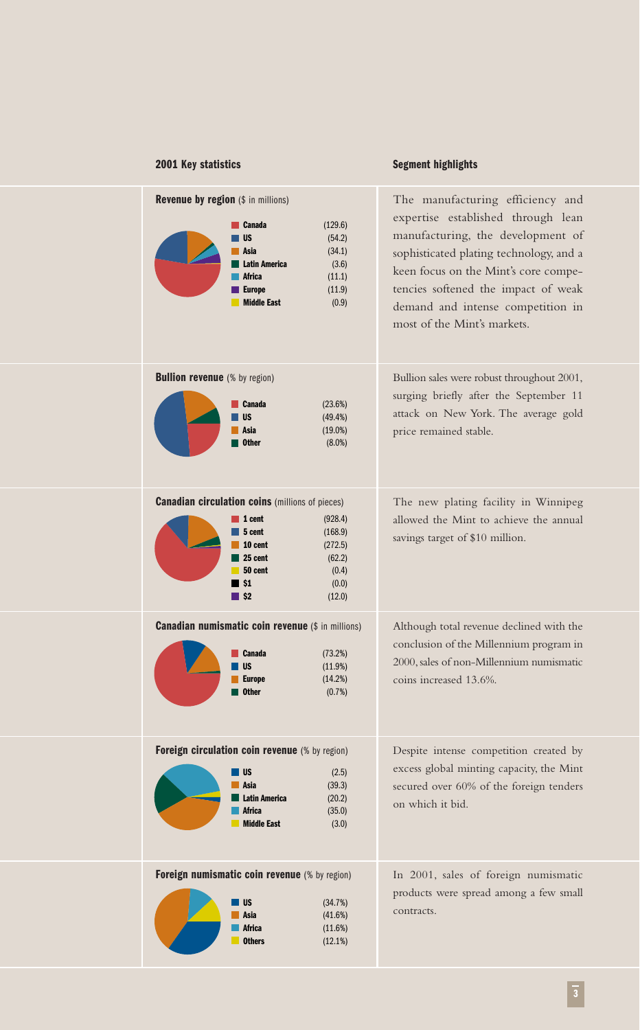## 2001 Key statistics

## Segment highlights

**Revenue by region** ($ in millions)

| Region | |
|---|---|
| Canada | (129.6) |
| US | (54.2) |
| Asia | (34.1) |
| Latin America | (3.6) |
| Africa | (11.1) |
| Europe | (11.9) |
| Middle East | (0.9) |

The manufacturing efficiency and expertise established through lean manufacturing, the development of sophisticated plating technology, and a keen focus on the Mint's core competencies softened the impact of weak demand and intense competition in most of the Mint's markets.

**Bullion revenue** (% by region)

| Region | |
|---|---|
| Canada | (23.6%) |
| US | (49.4%) |
| Asia | (19.0%) |
| Other | (8.0%) |

Bullion sales were robust throughout 2001, surging briefly after the September 11 attack on New York. The average gold price remained stable.

**Canadian circulation coins** (millions of pieces)

| Coin | |
|---|---|
| 1 cent | (928.4) |
| 5 cent | (168.9) |
| 10 cent | (272.5) |
| 25 cent | (62.2) |
| 50 cent | (0.4) |
| $1 | (0.0) |
| $2 | (12.0) |

The new plating facility in Winnipeg allowed the Mint to achieve the annual savings target of $10 million.

**Canadian numismatic coin revenue** ($ in millions)

| Region | |
|---|---|
| Canada | (73.2%) |
| US | (11.9%) |
| Europe | (14.2%) |
| Other | (0.7%) |

Although total revenue declined with the conclusion of the Millennium program in 2000, sales of non-Millennium numismatic coins increased 13.6%.

**Foreign circulation coin revenue** (% by region)

| Region | |
|---|---|
| US | (2.5) |
| Asia | (39.3) |
| Latin America | (20.2) |
| Africa | (35.0) |
| Middle East | (3.0) |

Despite intense competition created by excess global minting capacity, the Mint secured over 60% of the foreign tenders on which it bid.

**Foreign numismatic coin revenue** (% by region)

| Region | |
|---|---|
| US | (34.7%) |
| Asia | (41.6%) |
| Africa | (11.6%) |
| Others | (12.1%) |

In 2001, sales of foreign numismatic products were spread among a few small contracts.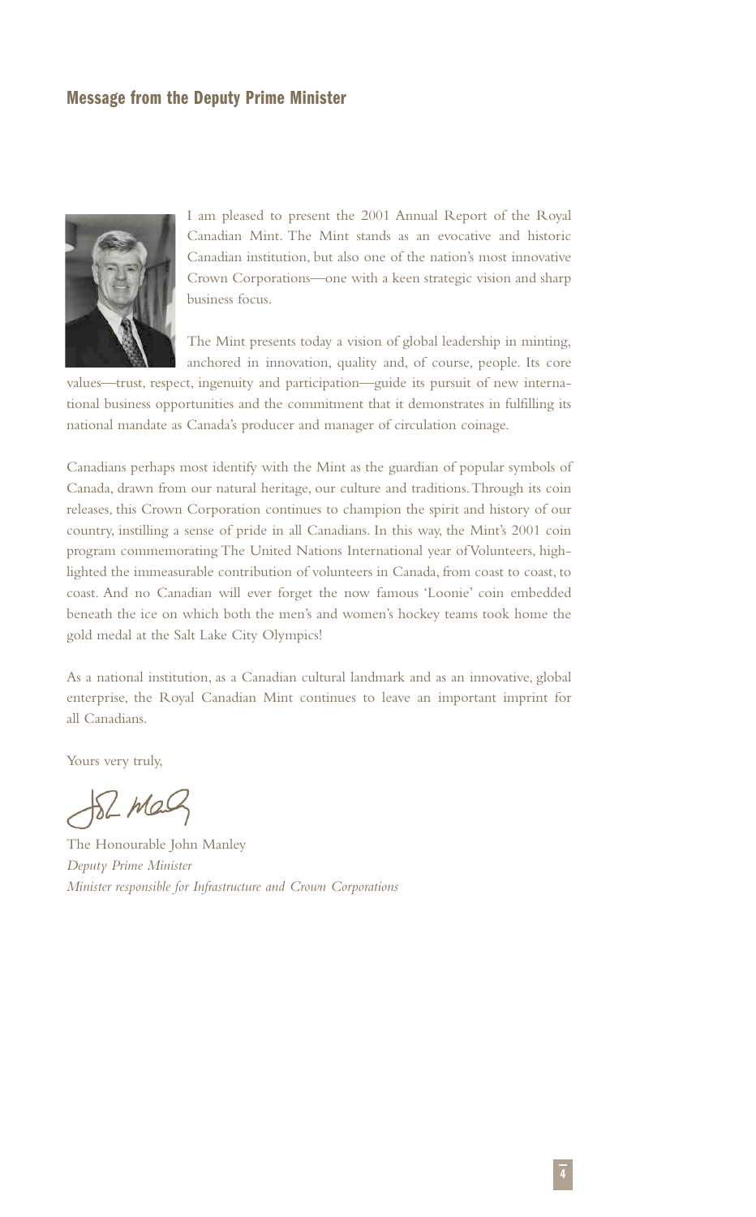## Message from the Deputy Prime Minister

I am pleased to present the 2001 Annual Report of the Royal Canadian Mint. The Mint stands as an evocative and historic Canadian institution, but also one of the nation's most innovative Crown Corporations—one with a keen strategic vision and sharp business focus.

The Mint presents today a vision of global leadership in minting, anchored in innovation, quality and, of course, people. Its core values—trust, respect, ingenuity and participation—guide its pursuit of new international business opportunities and the commitment that it demonstrates in fulfilling its national mandate as Canada's producer and manager of circulation coinage.

Canadians perhaps most identify with the Mint as the guardian of popular symbols of Canada, drawn from our natural heritage, our culture and traditions. Through its coin releases, this Crown Corporation continues to champion the spirit and history of our country, instilling a sense of pride in all Canadians. In this way, the Mint's 2001 coin program commemorating The United Nations International year of Volunteers, highlighted the immeasurable contribution of volunteers in Canada, from coast to coast, to coast. And no Canadian will ever forget the now famous 'Loonie' coin embedded beneath the ice on which both the men's and women's hockey teams took home the gold medal at the Salt Lake City Olympics!

As a national institution, as a Canadian cultural landmark and as an innovative, global enterprise, the Royal Canadian Mint continues to leave an important imprint for all Canadians.

Yours very truly,

The Honourable John Manley
*Deputy Prime Minister*
*Minister responsible for Infrastructure and Crown Corporations*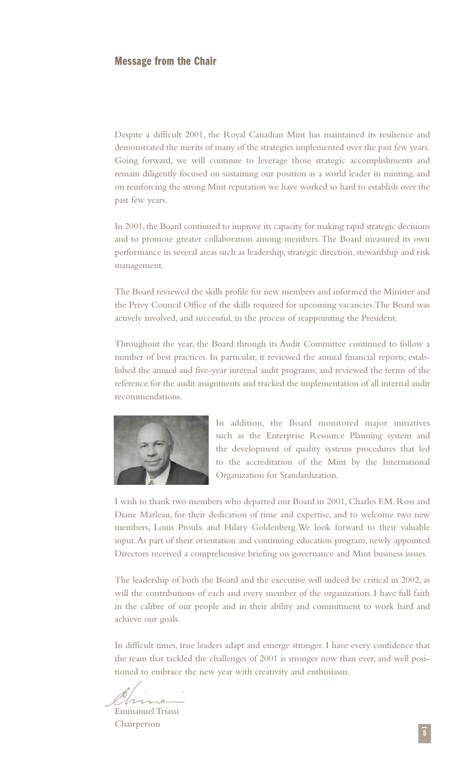## Message from the Chair

Despite a difficult 2001, the Royal Canadian Mint has maintained its resilience and demonstrated the merits of many of the strategies implemented over the past few years. Going forward, we will continue to leverage those strategic accomplishments and remain diligently focused on sustaining our position as a world leader in minting, and on reinforcing the strong Mint reputation we have worked so hard to establish over the past few years.

In 2001, the Board continued to improve its capacity for making rapid strategic decisions and to promote greater collaboration among members. The Board measured its own performance in several areas such as leadership, strategic direction, stewardship and risk management.

The Board reviewed the skills profile for new members and informed the Minister and the Privy Council Office of the skills required for upcoming vacancies. The Board was actively involved, and successful, in the process of reappointing the President.

Throughout the year, the Board through its Audit Committee continued to follow a number of best practices. In particular, it reviewed the annual financial reports; established the annual and five-year internal audit programs; and reviewed the terms of the reference for the audit assignments and tracked the implementation of all internal audit recommendations.

In addition, the Board monitored major initiatives such as the Enterprise Resource Planning system and the development of quality systems procedures that led to the accreditation of the Mint by the International Organization for Standardization.

I wish to thank two members who departed our Board in 2001, Charles F.M. Ross and Diane Marleau, for their dedication of time and expertise, and to welcome two new members, Louis Proulx and Hilary Goldenberg. We look forward to their valuable input. As part of their orientation and continuing education program, newly appointed Directors received a comprehensive briefing on governance and Mint business issues.

The leadership of both the Board and the executive will indeed be critical in 2002, as will the contributions of each and every member of the organization. I have full faith in the calibre of our people and in their ability and commitment to work hard and achieve our goals.

In difficult times, true leaders adapt and emerge stronger. I have every confidence that the team that tackled the challenges of 2001 is stronger now than ever, and well positioned to embrace the new year with creativity and enthusiasm.

Emmanuel Triassi
Chairperson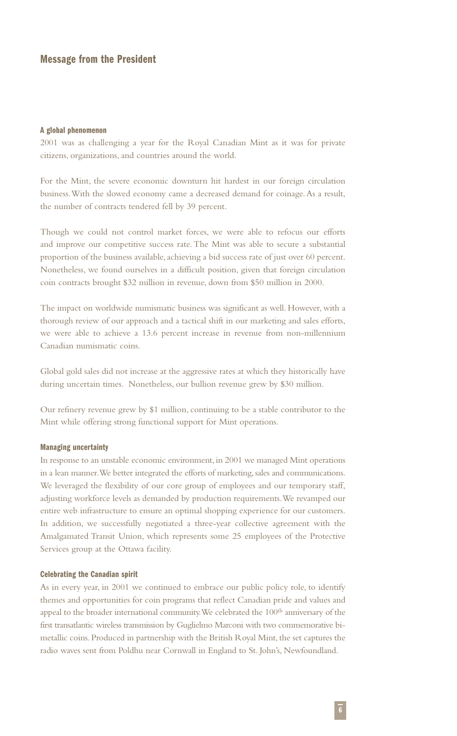## Message from the President

### A global phenomenon

2001 was as challenging a year for the Royal Canadian Mint as it was for private citizens, organizations, and countries around the world.

For the Mint, the severe economic downturn hit hardest in our foreign circulation business. With the slowed economy came a decreased demand for coinage. As a result, the number of contracts tendered fell by 39 percent.

Though we could not control market forces, we were able to refocus our efforts and improve our competitive success rate. The Mint was able to secure a substantial proportion of the business available, achieving a bid success rate of just over 60 percent. Nonetheless, we found ourselves in a difficult position, given that foreign circulation coin contracts brought $32 million in revenue, down from $50 million in 2000.

The impact on worldwide numismatic business was significant as well. However, with a thorough review of our approach and a tactical shift in our marketing and sales efforts, we were able to achieve a 13.6 percent increase in revenue from non-millennium Canadian numismatic coins.

Global gold sales did not increase at the aggressive rates at which they historically have during uncertain times. Nonetheless, our bullion revenue grew by $30 million.

Our refinery revenue grew by $1 million, continuing to be a stable contributor to the Mint while offering strong functional support for Mint operations.

### Managing uncertainty

In response to an unstable economic environment, in 2001 we managed Mint operations in a lean manner. We better integrated the efforts of marketing, sales and communications. We leveraged the flexibility of our core group of employees and our temporary staff, adjusting workforce levels as demanded by production requirements. We revamped our entire web infrastructure to ensure an optimal shopping experience for our customers. In addition, we successfully negotiated a three-year collective agreement with the Amalgamated Transit Union, which represents some 25 employees of the Protective Services group at the Ottawa facility.

### Celebrating the Canadian spirit

As in every year, in 2001 we continued to embrace our public policy role, to identify themes and opportunities for coin programs that reflect Canadian pride and values and appeal to the broader international community. We celebrated the 100th anniversary of the first transatlantic wireless transmission by Guglielmo Marconi with two commemorative bi-metallic coins. Produced in partnership with the British Royal Mint, the set captures the radio waves sent from Poldhu near Cornwall in England to St. John's, Newfoundland.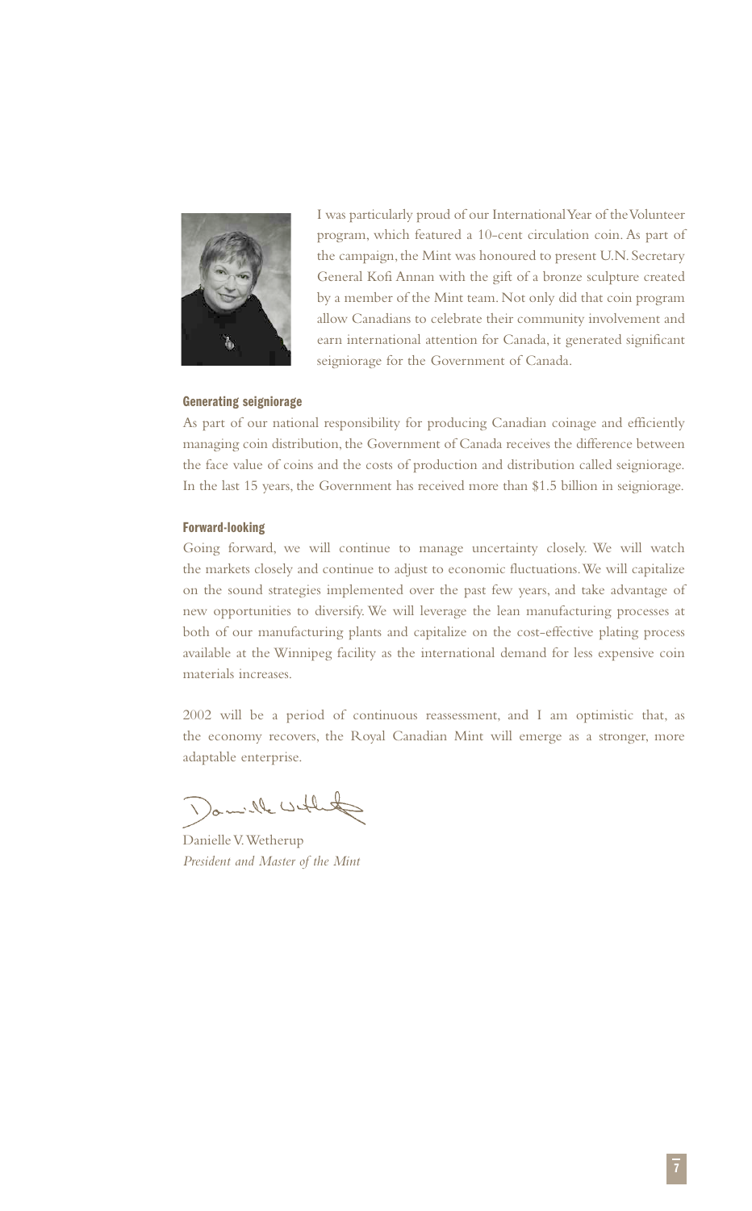I was particularly proud of our International Year of the Volunteer program, which featured a 10-cent circulation coin. As part of the campaign, the Mint was honoured to present U.N. Secretary General Kofi Annan with the gift of a bronze sculpture created by a member of the Mint team. Not only did that coin program allow Canadians to celebrate their community involvement and earn international attention for Canada, it generated significant seigniorage for the Government of Canada.

**Generating seigniorage**

As part of our national responsibility for producing Canadian coinage and efficiently managing coin distribution, the Government of Canada receives the difference between the face value of coins and the costs of production and distribution called seigniorage. In the last 15 years, the Government has received more than $1.5 billion in seigniorage.

**Forward-looking**

Going forward, we will continue to manage uncertainty closely. We will watch the markets closely and continue to adjust to economic fluctuations. We will capitalize on the sound strategies implemented over the past few years, and take advantage of new opportunities to diversify. We will leverage the lean manufacturing processes at both of our manufacturing plants and capitalize on the cost-effective plating process available at the Winnipeg facility as the international demand for less expensive coin materials increases.

2002 will be a period of continuous reassessment, and I am optimistic that, as the economy recovers, the Royal Canadian Mint will emerge as a stronger, more adaptable enterprise.

Danielle V. Wetherup
*President and Master of the Mint*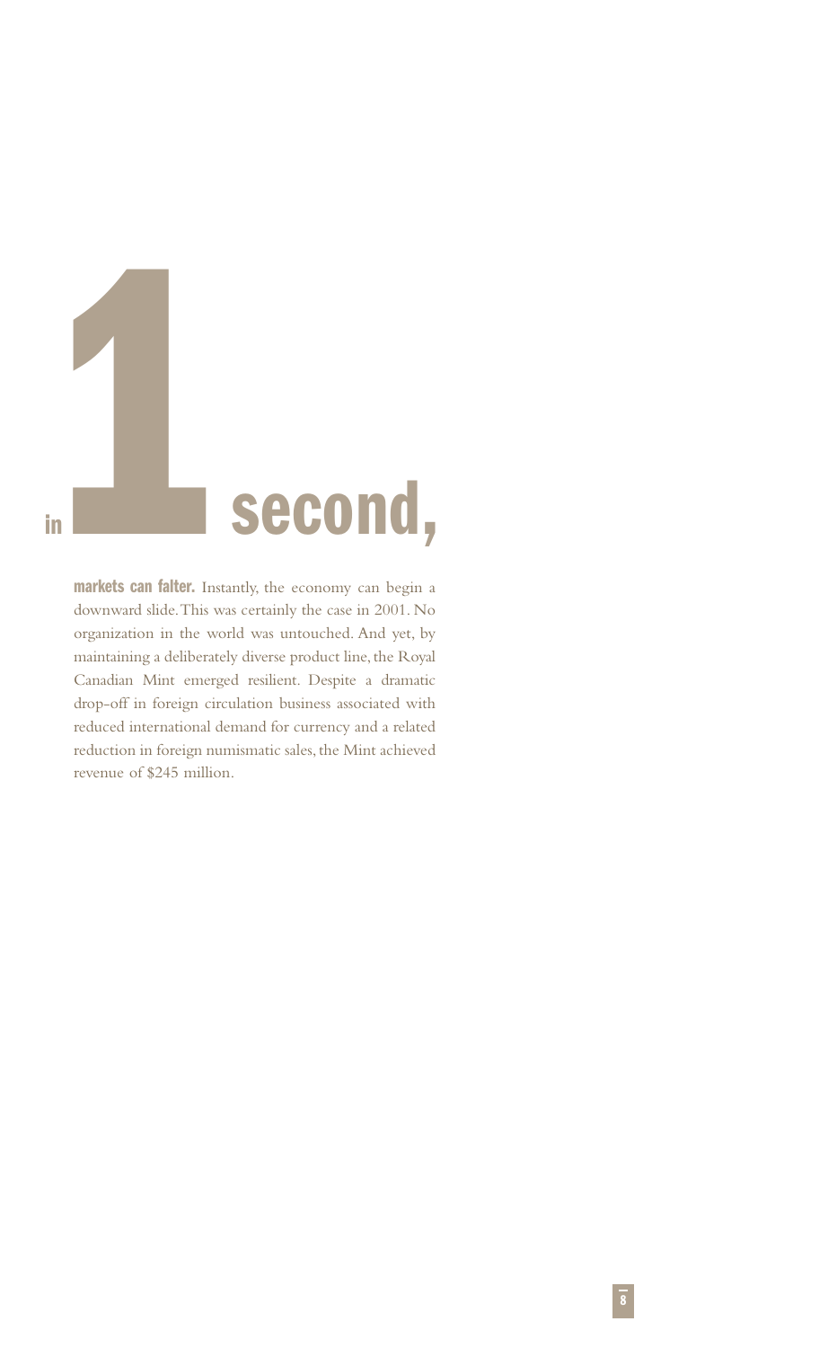# in 1 second,

**markets can falter.** Instantly, the economy can begin a downward slide. This was certainly the case in 2001. No organization in the world was untouched. And yet, by maintaining a deliberately diverse product line, the Royal Canadian Mint emerged resilient. Despite a dramatic drop-off in foreign circulation business associated with reduced international demand for currency and a related reduction in foreign numismatic sales, the Mint achieved revenue of $245 million.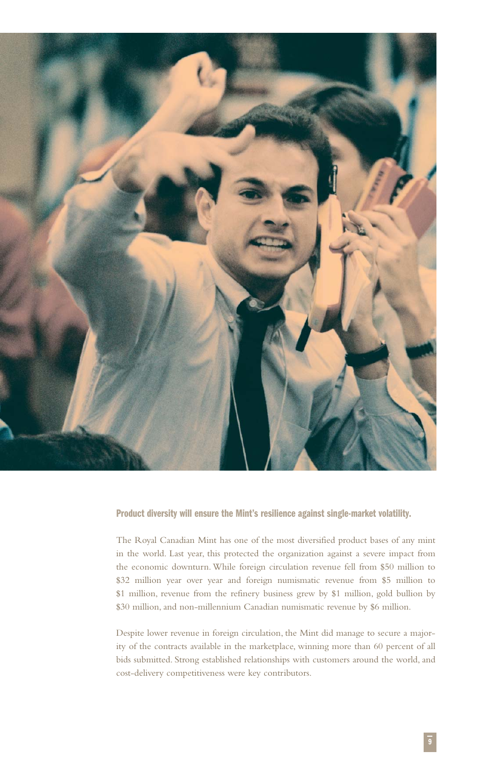**Product diversity will ensure the Mint's resilience against single-market volatility.**

The Royal Canadian Mint has one of the most diversified product bases of any mint in the world. Last year, this protected the organization against a severe impact from the economic downturn. While foreign circulation revenue fell from $50 million to $32 million year over year and foreign numismatic revenue from $5 million to $1 million, revenue from the refinery business grew by $1 million, gold bullion by $30 million, and non-millennium Canadian numismatic revenue by $6 million.

Despite lower revenue in foreign circulation, the Mint did manage to secure a majority of the contracts available in the marketplace, winning more than 60 percent of all bids submitted. Strong established relationships with customers around the world, and cost-delivery competitiveness were key contributors.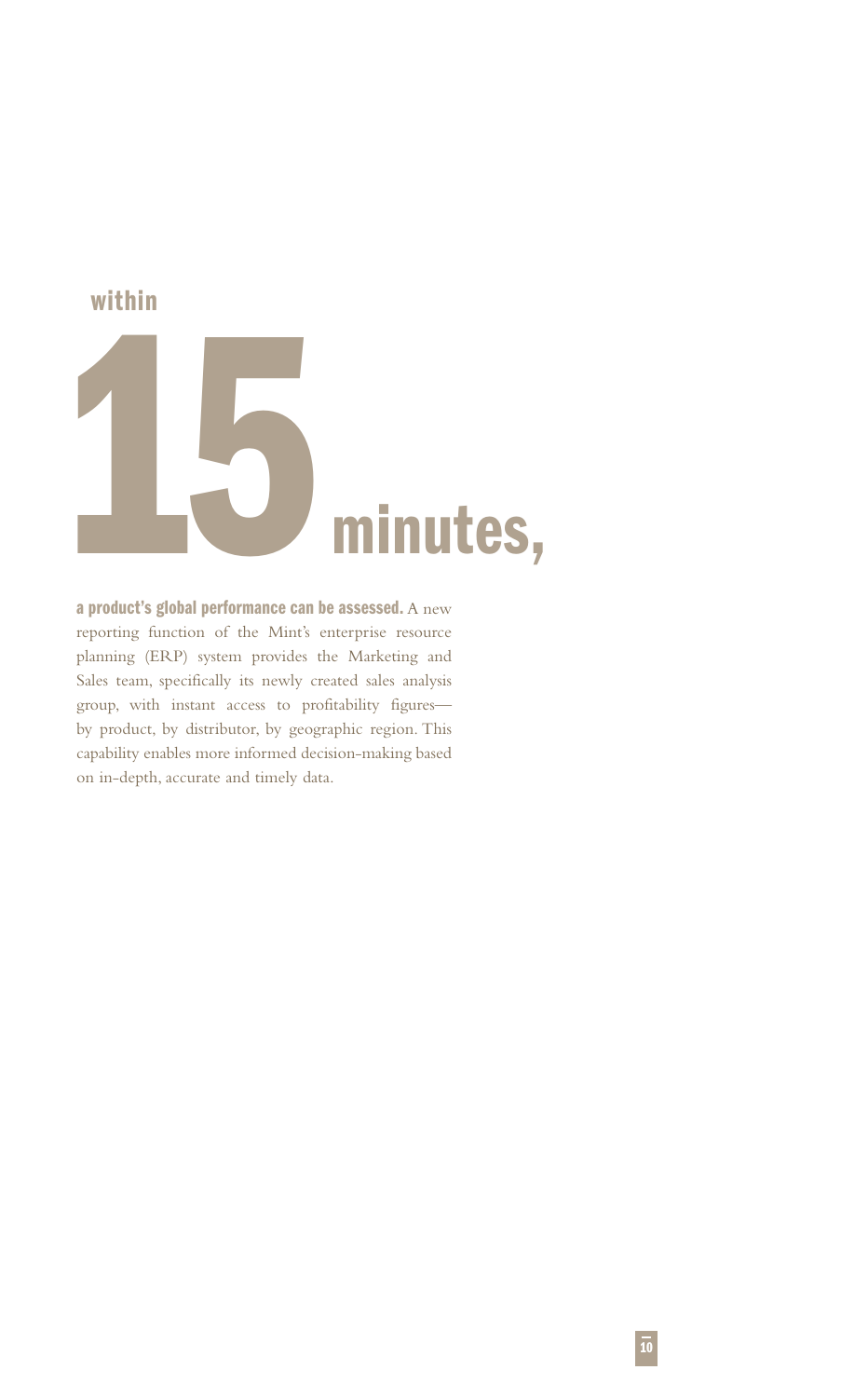# within 15 minutes,

**a product's global performance can be assessed.** A new reporting function of the Mint's enterprise resource planning (ERP) system provides the Marketing and Sales team, specifically its newly created sales analysis group, with instant access to profitability figures—by product, by distributor, by geographic region. This capability enables more informed decision-making based on in-depth, accurate and timely data.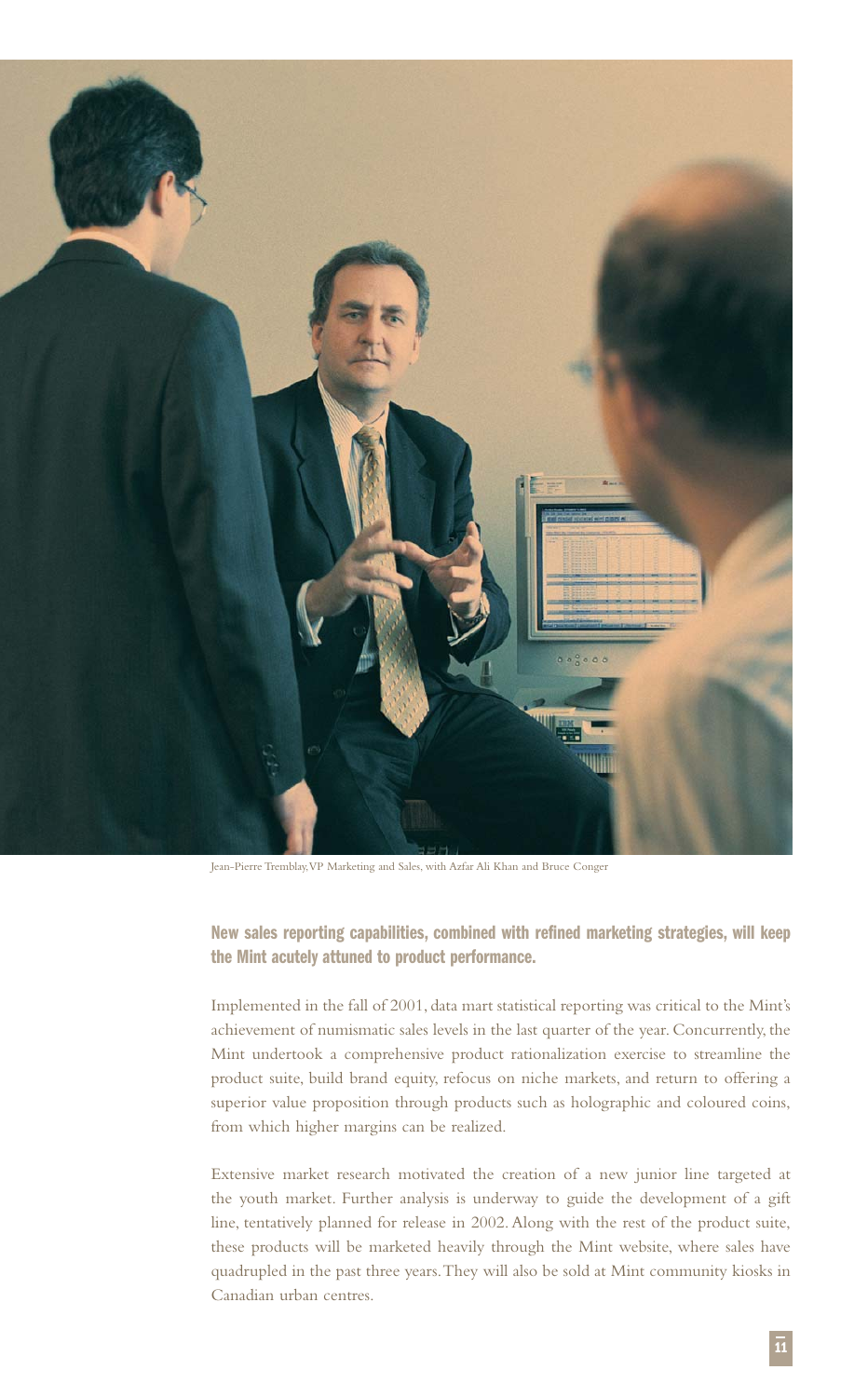Jean-Pierre Tremblay, VP Marketing and Sales, with Azfar Ali Khan and Bruce Conger

**New sales reporting capabilities, combined with refined marketing strategies, will keep the Mint acutely attuned to product performance.**

Implemented in the fall of 2001, data mart statistical reporting was critical to the Mint's achievement of numismatic sales levels in the last quarter of the year. Concurrently, the Mint undertook a comprehensive product rationalization exercise to streamline the product suite, build brand equity, refocus on niche markets, and return to offering a superior value proposition through products such as holographic and coloured coins, from which higher margins can be realized.

Extensive market research motivated the creation of a new junior line targeted at the youth market. Further analysis is underway to guide the development of a gift line, tentatively planned for release in 2002. Along with the rest of the product suite, these products will be marketed heavily through the Mint website, where sales have quadrupled in the past three years. They will also be sold at Mint community kiosks in Canadian urban centres.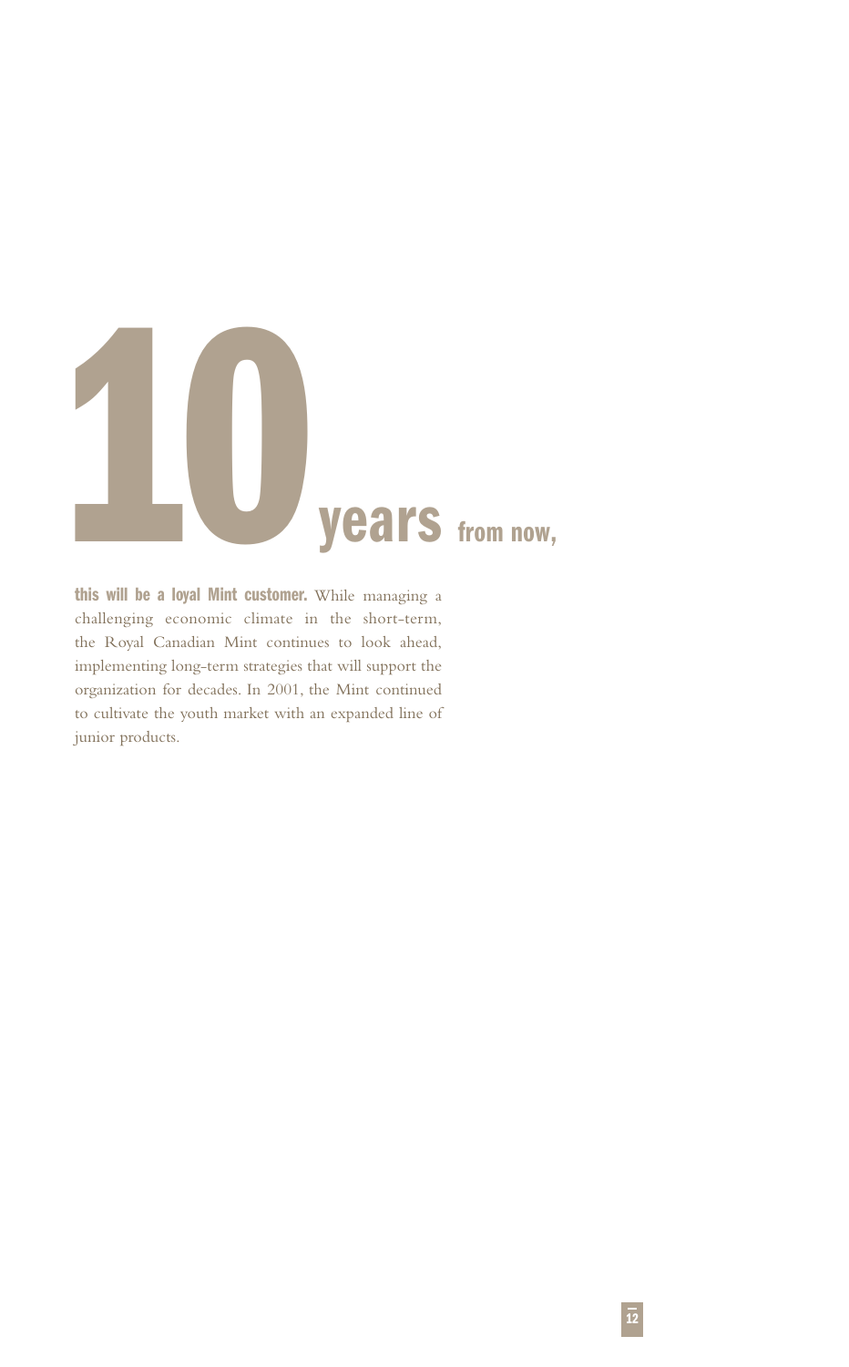# 10 years from now,

**this will be a loyal Mint customer.** While managing a challenging economic climate in the short-term, the Royal Canadian Mint continues to look ahead, implementing long-term strategies that will support the organization for decades. In 2001, the Mint continued to cultivate the youth market with an expanded line of junior products.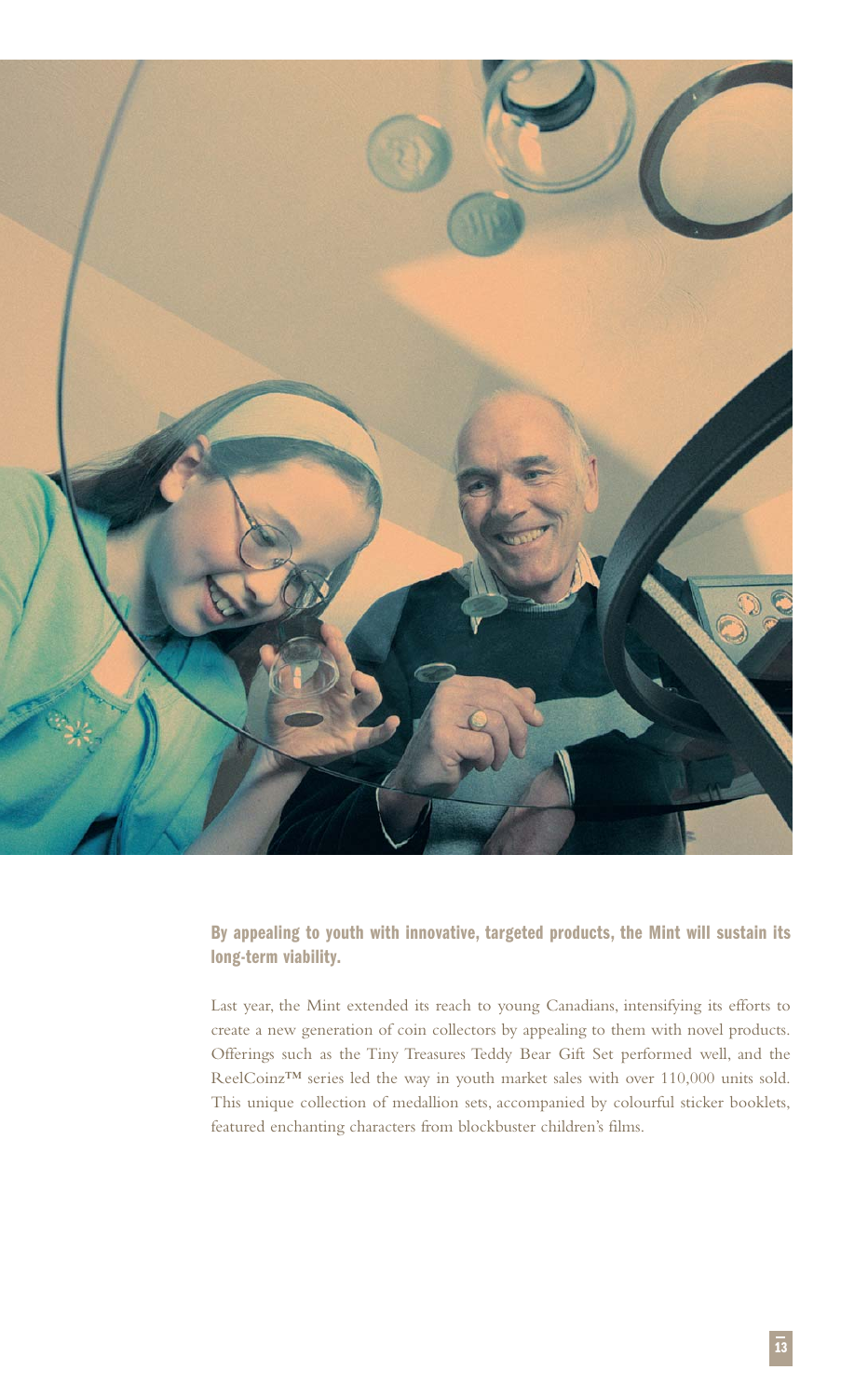**By appealing to youth with innovative, targeted products, the Mint will sustain its long-term viability.**

Last year, the Mint extended its reach to young Canadians, intensifying its efforts to create a new generation of coin collectors by appealing to them with novel products. Offerings such as the Tiny Treasures Teddy Bear Gift Set performed well, and the ReelCoinz™ series led the way in youth market sales with over 110,000 units sold. This unique collection of medallion sets, accompanied by colourful sticker booklets, featured enchanting characters from blockbuster children's films.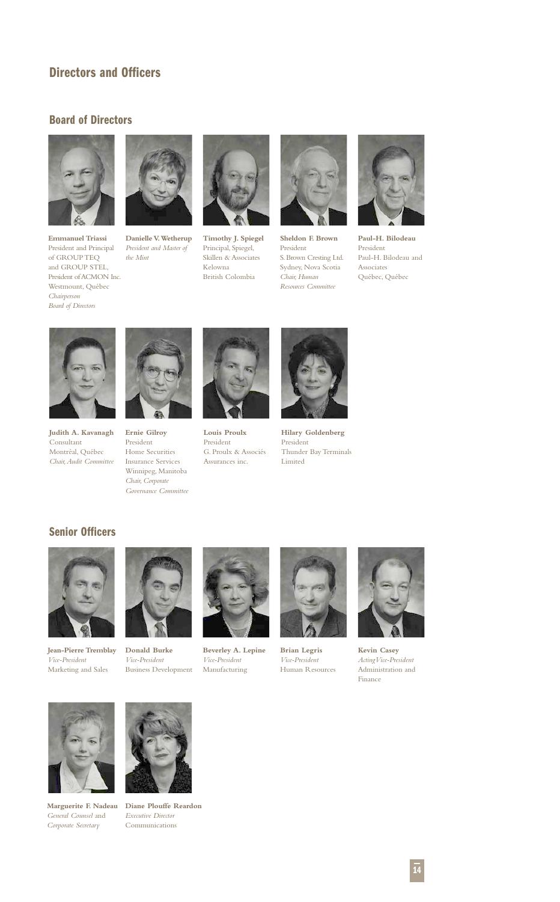## Directors and Officers

### Board of Directors

**Emmanuel Triassi**
President and Principal of GROUP TEQ and GROUP STEL,
President of ACMON Inc.
Westmount, Québec
*Chairperson*
*Board of Directors*

**Danielle V. Wetherup**
*President and Master of the Mint*

**Timothy J. Spiegel**
Principal, Spiegel, Skillen & Associates
Kelowna
British Columbia

**Sheldon F. Brown**
President
S. Brown Cresting Ltd.
Sydney, Nova Scotia
*Chair, Human Resources Committee*

**Paul-H. Bilodeau**
President
Paul-H. Bilodeau and Associates
Québec, Québec

**Judith A. Kavanagh**
Consultant
Montréal, Québec
*Chair, Audit Committee*

**Ernie Gilroy**
President
Home Securities Insurance Services
Winnipeg, Manitoba
*Chair, Corporate Governance Committee*

**Louis Proulx**
President
G. Proulx & Associés Assurances inc.

**Hilary Goldenberg**
President
Thunder Bay Terminals Limited

### Senior Officers

**Jean-Pierre Tremblay**
*Vice-President*
Marketing and Sales

**Donald Burke**
*Vice-President*
Business Development

**Beverley A. Lepine**
*Vice-President*
Manufacturing

**Brian Legris**
*Vice-President*
Human Resources

**Kevin Casey**
*Acting Vice-President*
Administration and Finance

**Marguerite F. Nadeau**
*General Counsel* and *Corporate Secretary*

**Diane Plouffe Reardon**
*Executive Director*
Communications